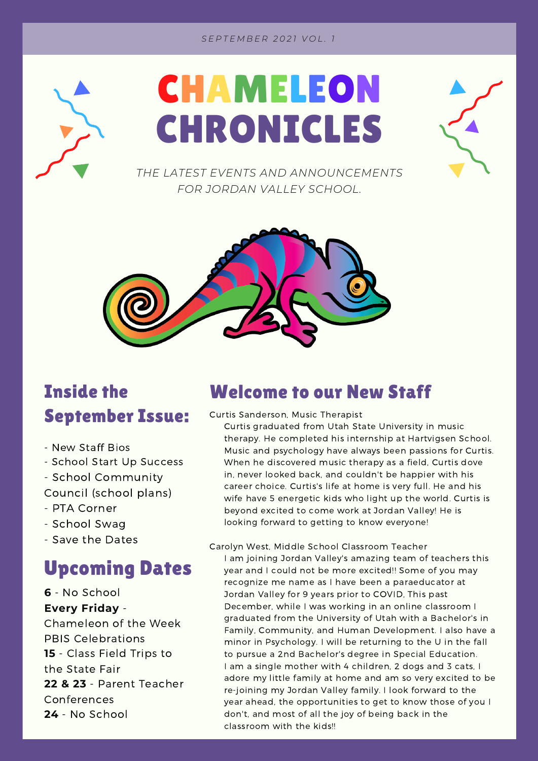SEPTEMBER 2021 VOL. 1

# CHAMELEON CHRONICLES

*THE LATEST EVENTS AND ANNOUNCEMENTS FOR JORDAN VALLEY SCHOOL.*

## Inside the September Issue:

- New Staff Bios
- School Start Up Success
- School Community Council (school plans)
- PTA Corner
- School Swag
- Save the Dates

## Upcoming Dates

**6** - No School

**Every Friday** - Chameleon of the Week PBIS Celebrations

**15** - Class Field Trips to the State Fair

**22 & 23** - Parent Teacher Conferences

**24** - No School

## Welcome to our New Staff

Curtis Sanderson, Music Therapist

Curtis graduated from Utah State University in music therapy. He completed his internship at Hartvigsen School. Music and psychology have always been passions for Curtis. When he discovered music therapy as a field, Curtis dove in, never looked back, and couldn't be happier with his career choice. Curtis's life at home is very full. He and his wife have 5 energetic kids who light up the world. Curtis is beyond excited to come work at Jordan Valley! He is looking forward to getting to know everyone!

Carolyn West, Middle School Classroom Teacher

I am joining Jordan Valley's amazing team of teachers this year and I could not be more excited!! Some of you may recognize me name as I have been a paraeducator at Jordan Valley for 9 years prior to COVID, This past December, while I was working in an online classroom I graduated from the University of Utah with a Bachelor's in Family, Community, and Human Development. I also have a minor in Psychology. I will be returning to the U in the fall to pursue a 2nd Bachelor's degree in Special Education. I am a single mother with 4 children, 2 dogs and 3 cats, I adore my little family at home and am so very excited to be re-joining my Jordan Valley family. I look forward to the year ahead, the opportunities to get to know those of you I don't, and most of all the joy of being back in the classroom with the kids!!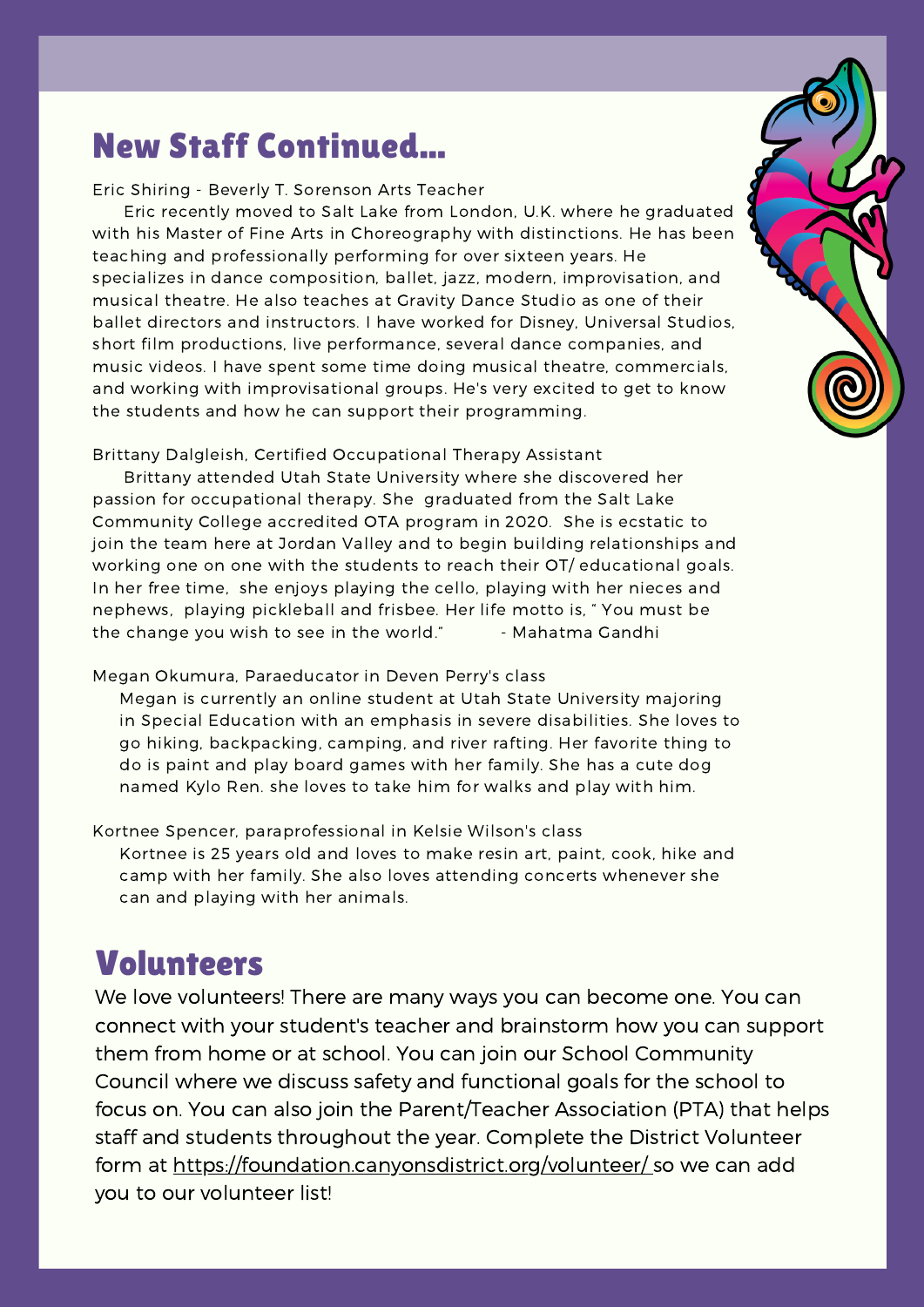## New Staff Continued...

Eric Shiring - Beverly T. Sorenson Arts Teacher

Eric recently moved to Salt Lake from London, U.K. where he graduated with his Master of Fine Arts in Choreography with distinctions. He has been teaching and professionally performing for over sixteen years. He specializes in dance composition, ballet, jazz, modern, improvisation, and musical theatre. He also teaches at Gravity Dance Studio as one of their ballet directors and instructors. I have worked for Disney, Universal Studios, short film productions, live performance, several dance companies, and music videos. I have spent some time doing musical theatre, commercials, and working with improvisational groups. He's very excited to get to know the students and how he can support their programming.

Brittany Dalgleish, Certified Occupational Therapy Assistant

Brittany attended Utah State University where she discovered her passion for occupational therapy. She graduated from the Salt Lake Community College accredited OTA program in 2020. She is ecstatic to join the team here at Jordan Valley and to begin building relationships and working one on one with the students to reach their OT/ educational goals. In her free time, she enjoys playing the cello, playing with her nieces and nephews, playing pickleball and frisbee. Her life motto is, " You must be the change you wish to see in the world." - Mahatma Gandhi

Megan Okumura, Paraeducator in Deven Perry's class

Megan is currently an online student at Utah State University majoring in Special Education with an emphasis in severe disabilities. She loves to go hiking, backpacking, camping, and river rafting. Her favorite thing to do is paint and play board games with her family. She has a cute dog named Kylo Ren. she loves to take him for walks and play with him.

Kortnee Spencer, paraprofessional in Kelsie Wilson's class

Kortnee is 25 years old and loves to make resin art, paint, cook, hike and camp with her family. She also loves attending concerts whenever she can and playing with her animals.

## Volunteers

We love volunteers! There are many ways you can become one. You can connect with your student's teacher and brainstorm how you can support them from home or at school. You can join our School Community Council where we discuss safety and functional goals for the school to focus on. You can also join the Parent/Teacher Association (PTA) that helps staff and students throughout the year. Complete the District Volunteer form at https://foundation.canyonsdistrict.org/volunteer/ so we can add you to our volunteer list!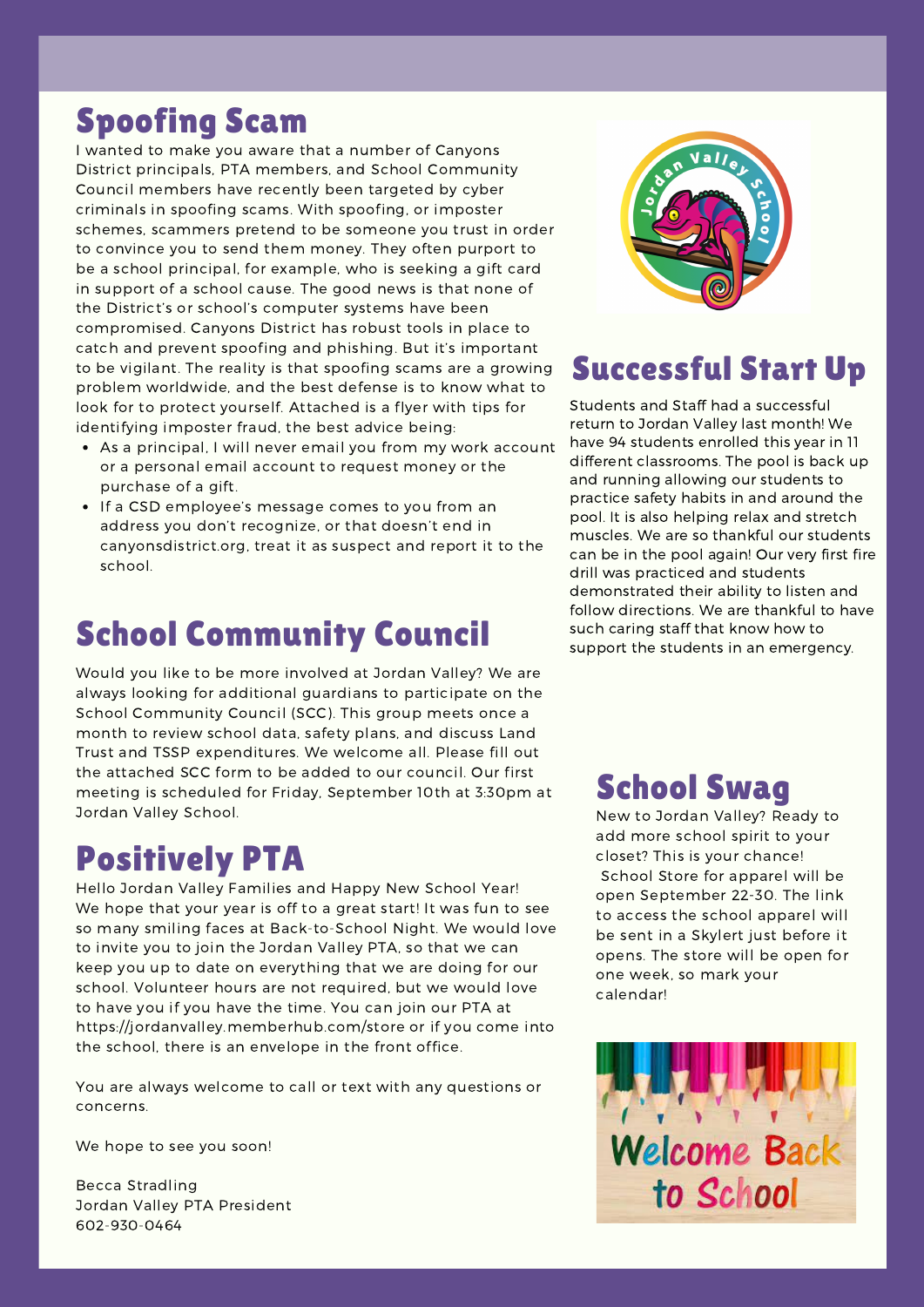## Spoofing Scam

I wanted to make you aware that a number of Canyons District principals, PTA members, and School Community Council members have recently been targeted by cyber criminals in spoofing scams. With spoofing, or imposter schemes, scammers pretend to be someone you trust in order to convince you to send them money. They often purport to be a school principal, for example, who is seeking a gift card in support of a school cause. The good news is that none of the District's or school's computer systems have been compromised. Canyons District has robust tools in place to catch and prevent spoofing and phishing. But it's important to be vigilant. The reality is that spoofing scams are a growing problem worldwide, and the best defense is to know what to look for to protect yourself. Attached is a flyer with tips for identifying imposter fraud, the best advice being:

- As a principal, I will never email you from my work account or a personal email account to request money or the purchase of a gift.
- If a CSD employee's message comes to you from an address you don't recognize, or that doesn't end in canyonsdistrict.org, treat it as suspect and report it to the school.

## School Community Council

Would you like to be more involved at Jordan Valley? We are always looking for additional guardians to participate on the School Community Council (SCC). This group meets once a month to review school data, safety plans, and discuss Land Trust and TSSP expenditures. We welcome all. Please fill out the attached SCC form to be added to our council. Our first meeting is scheduled for Friday, September 10th at 3:30pm at Jordan Valley School.

## Positively PTA

Hello Jordan Valley Families and Happy New School Year! We hope that your year is off to a great start! It was fun to see so many smiling faces at Back-to-School Night. We would love to invite you to join the Jordan Valley PTA, so that we can keep you up to date on everything that we are doing for our school. Volunteer hours are not required, but we would love to have you if you have the time. You can join our PTA at https://jordanvalley.memberhub.com/store or if you come into the school, there is an envelope in the front office.

You are always welcome to call or text with any questions or concerns.

We hope to see you soon!

Becca Stradling
Jordan Valley PTA President
602-930-0464

## Successful Start Up

Students and Staff had a successful return to Jordan Valley last month! We have 94 students enrolled this year in 11 different classrooms. The pool is back up and running allowing our students to practice safety habits in and around the pool. It is also helping relax and stretch muscles. We are so thankful our students can be in the pool again! Our very first fire drill was practiced and students demonstrated their ability to listen and follow directions. We are thankful to have such caring staff that know how to support the students in an emergency.

## School Swag

New to Jordan Valley? Ready to add more school spirit to your closet? This is your chance! School Store for apparel will be open September 22-30. The link to access the school apparel will be sent in a Skylert just before it opens. The store will be open for one week, so mark your calendar!